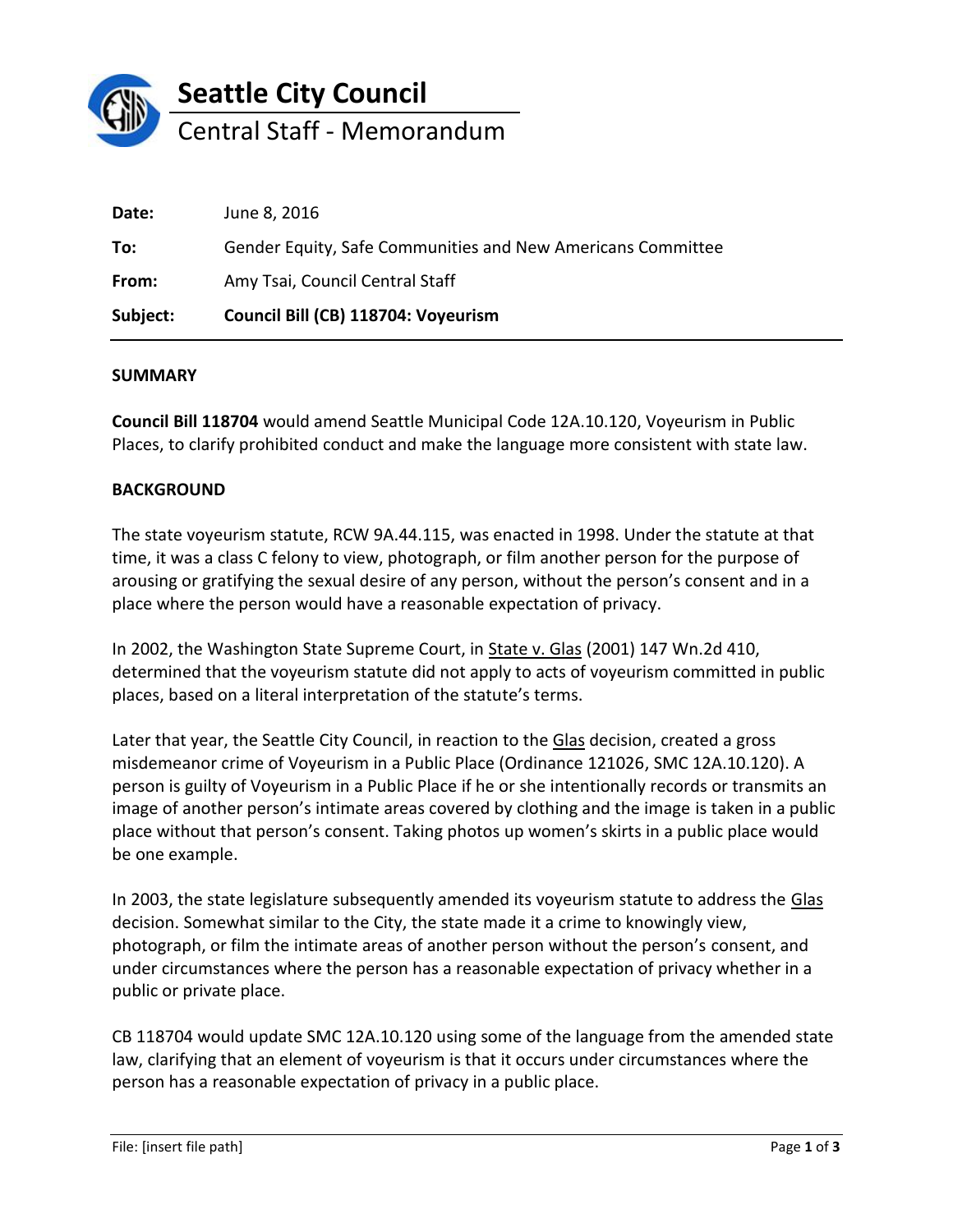# Seattle City Council

## Central Staff - Memorandum

| | |
|---|---|
| **Date:** | June 8, 2016 |
| **To:** | Gender Equity, Safe Communities and New Americans Committee |
| **From:** | Amy Tsai, Council Central Staff |
| **Subject:** | **Council Bill (CB) 118704: Voyeurism** |

### SUMMARY

**Council Bill 118704** would amend Seattle Municipal Code 12A.10.120, Voyeurism in Public Places, to clarify prohibited conduct and make the language more consistent with state law.

### BACKGROUND

The state voyeurism statute, RCW 9A.44.115, was enacted in 1998. Under the statute at that time, it was a class C felony to view, photograph, or film another person for the purpose of arousing or gratifying the sexual desire of any person, without the person's consent and in a place where the person would have a reasonable expectation of privacy.

In 2002, the Washington State Supreme Court, in State v. Glas (2001) 147 Wn.2d 410, determined that the voyeurism statute did not apply to acts of voyeurism committed in public places, based on a literal interpretation of the statute's terms.

Later that year, the Seattle City Council, in reaction to the Glas decision, created a gross misdemeanor crime of Voyeurism in a Public Place (Ordinance 121026, SMC 12A.10.120). A person is guilty of Voyeurism in a Public Place if he or she intentionally records or transmits an image of another person's intimate areas covered by clothing and the image is taken in a public place without that person's consent. Taking photos up women's skirts in a public place would be one example.

In 2003, the state legislature subsequently amended its voyeurism statute to address the Glas decision. Somewhat similar to the City, the state made it a crime to knowingly view, photograph, or film the intimate areas of another person without the person's consent, and under circumstances where the person has a reasonable expectation of privacy whether in a public or private place.

CB 118704 would update SMC 12A.10.120 using some of the language from the amended state law, clarifying that an element of voyeurism is that it occurs under circumstances where the person has a reasonable expectation of privacy in a public place.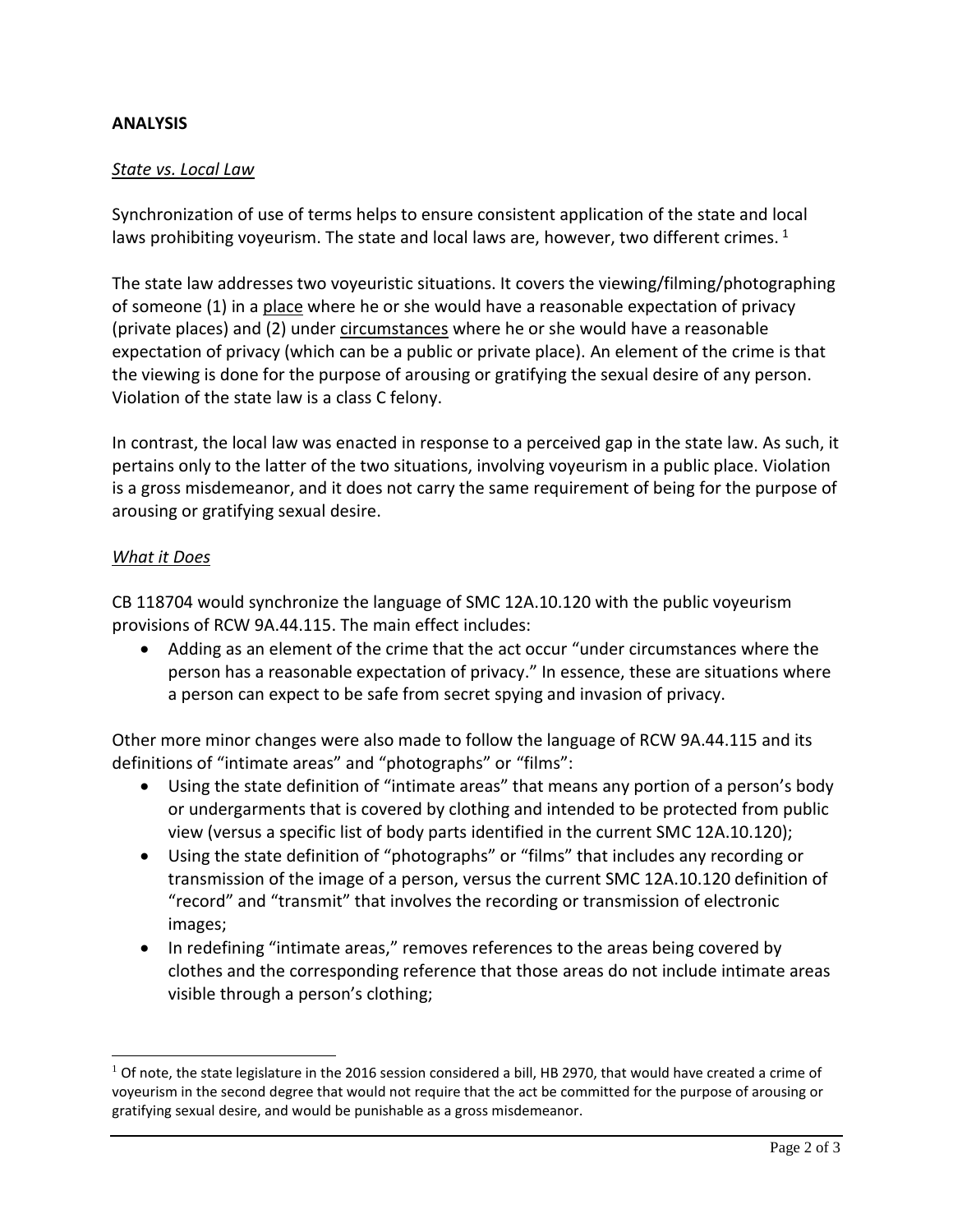**ANALYSIS**

*State vs. Local Law*

Synchronization of use of terms helps to ensure consistent application of the state and local laws prohibiting voyeurism. The state and local laws are, however, two different crimes. [1]

The state law addresses two voyeuristic situations. It covers the viewing/filming/photographing of someone (1) in a place where he or she would have a reasonable expectation of privacy (private places) and (2) under circumstances where he or she would have a reasonable expectation of privacy (which can be a public or private place). An element of the crime is that the viewing is done for the purpose of arousing or gratifying the sexual desire of any person. Violation of the state law is a class C felony.

In contrast, the local law was enacted in response to a perceived gap in the state law. As such, it pertains only to the latter of the two situations, involving voyeurism in a public place. Violation is a gross misdemeanor, and it does not carry the same requirement of being for the purpose of arousing or gratifying sexual desire.

*What it Does*

CB 118704 would synchronize the language of SMC 12A.10.120 with the public voyeurism provisions of RCW 9A.44.115. The main effect includes:

- Adding as an element of the crime that the act occur "under circumstances where the person has a reasonable expectation of privacy." In essence, these are situations where a person can expect to be safe from secret spying and invasion of privacy.

Other more minor changes were also made to follow the language of RCW 9A.44.115 and its definitions of "intimate areas" and "photographs" or "films":

- Using the state definition of "intimate areas" that means any portion of a person's body or undergarments that is covered by clothing and intended to be protected from public view (versus a specific list of body parts identified in the current SMC 12A.10.120);
- Using the state definition of "photographs" or "films" that includes any recording or transmission of the image of a person, versus the current SMC 12A.10.120 definition of "record" and "transmit" that involves the recording or transmission of electronic images;
- In redefining "intimate areas," removes references to the areas being covered by clothes and the corresponding reference that those areas do not include intimate areas visible through a person's clothing;

[1] Of note, the state legislature in the 2016 session considered a bill, HB 2970, that would have created a crime of voyeurism in the second degree that would not require that the act be committed for the purpose of arousing or gratifying sexual desire, and would be punishable as a gross misdemeanor.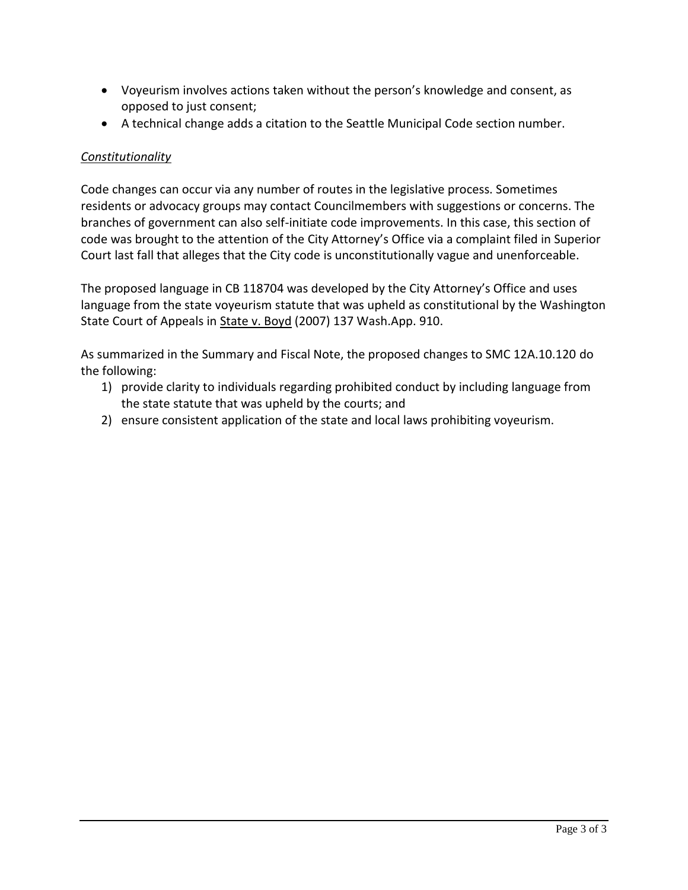- Voyeurism involves actions taken without the person's knowledge and consent, as opposed to just consent;
- A technical change adds a citation to the Seattle Municipal Code section number.

*Constitutionality*

Code changes can occur via any number of routes in the legislative process. Sometimes residents or advocacy groups may contact Councilmembers with suggestions or concerns. The branches of government can also self-initiate code improvements. In this case, this section of code was brought to the attention of the City Attorney's Office via a complaint filed in Superior Court last fall that alleges that the City code is unconstitutionally vague and unenforceable.

The proposed language in CB 118704 was developed by the City Attorney's Office and uses language from the state voyeurism statute that was upheld as constitutional by the Washington State Court of Appeals in State v. Boyd (2007) 137 Wash.App. 910.

As summarized in the Summary and Fiscal Note, the proposed changes to SMC 12A.10.120 do the following:

1) provide clarity to individuals regarding prohibited conduct by including language from the state statute that was upheld by the courts; and
2) ensure consistent application of the state and local laws prohibiting voyeurism.